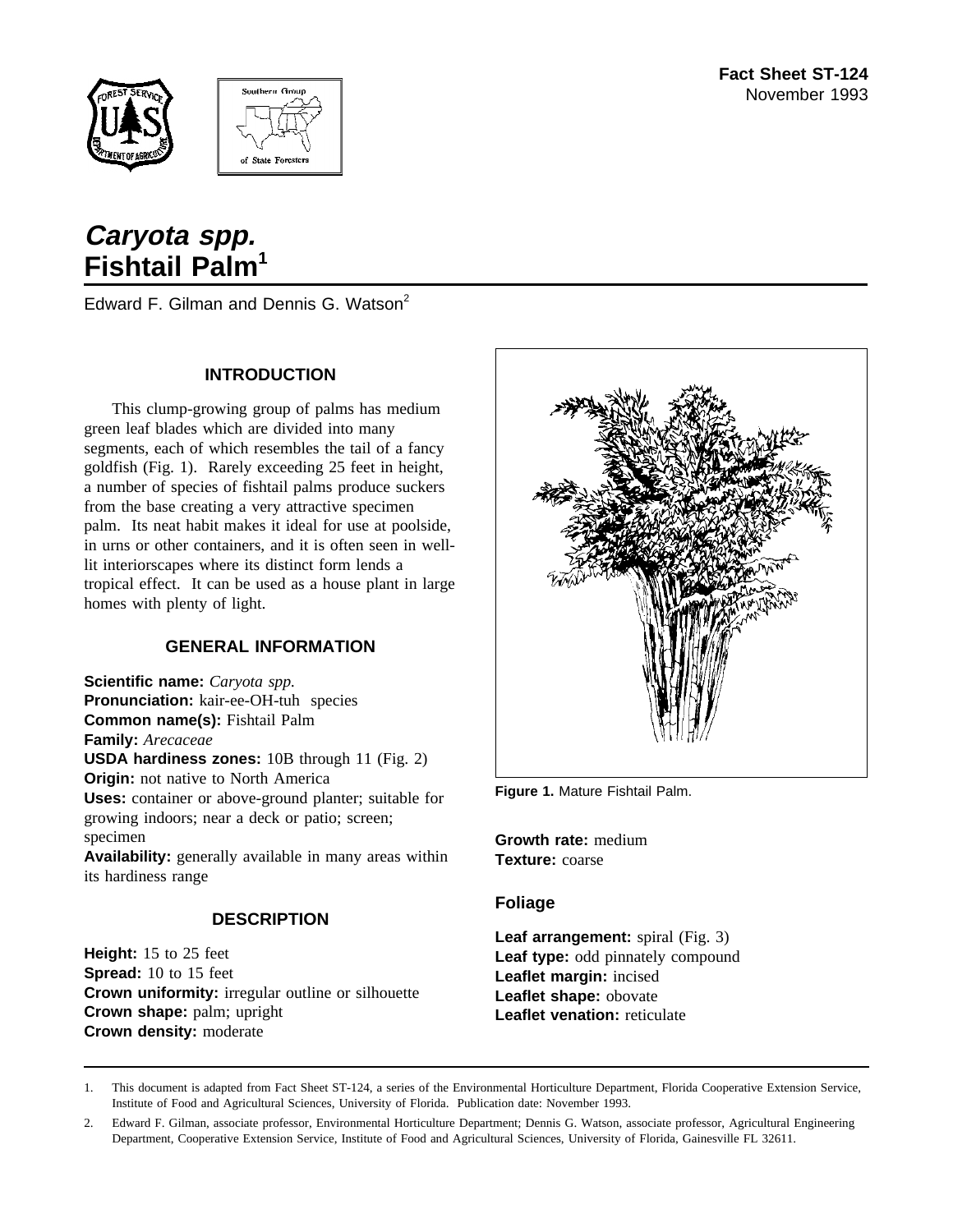**Fact Sheet ST-124**
November 1993

# *Caryota spp.* Fishtail Palm[1]

Edward F. Gilman and Dennis G. Watson[2]

## INTRODUCTION

This clump-growing group of palms has medium green leaf blades which are divided into many segments, each of which resembles the tail of a fancy goldfish (Fig. 1). Rarely exceeding 25 feet in height, a number of species of fishtail palms produce suckers from the base creating a very attractive specimen palm. Its neat habit makes it ideal for use at poolside, in urns or other containers, and it is often seen in well-lit interiorscapes where its distinct form lends a tropical effect. It can be used as a house plant in large homes with plenty of light.

## GENERAL INFORMATION

**Scientific name:** *Caryota spp.*
**Pronunciation:** kair-ee-OH-tuh species
**Common name(s):** Fishtail Palm
**Family:** *Arecaceae*
**USDA hardiness zones:** 10B through 11 (Fig. 2)
**Origin:** not native to North America
**Uses:** container or above-ground planter; suitable for growing indoors; near a deck or patio; screen; specimen
**Availability:** generally available in many areas within its hardiness range

## DESCRIPTION

**Height:** 15 to 25 feet
**Spread:** 10 to 15 feet
**Crown uniformity:** irregular outline or silhouette
**Crown shape:** palm; upright
**Crown density:** moderate

**Figure 1.** Mature Fishtail Palm.

**Growth rate:** medium
**Texture:** coarse

### Foliage

**Leaf arrangement:** spiral (Fig. 3)
**Leaf type:** odd pinnately compound
**Leaflet margin:** incised
**Leaflet shape:** obovate
**Leaflet venation:** reticulate

---

1. This document is adapted from Fact Sheet ST-124, a series of the Environmental Horticulture Department, Florida Cooperative Extension Service, Institute of Food and Agricultural Sciences, University of Florida. Publication date: November 1993.

2. Edward F. Gilman, associate professor, Environmental Horticulture Department; Dennis G. Watson, associate professor, Agricultural Engineering Department, Cooperative Extension Service, Institute of Food and Agricultural Sciences, University of Florida, Gainesville FL 32611.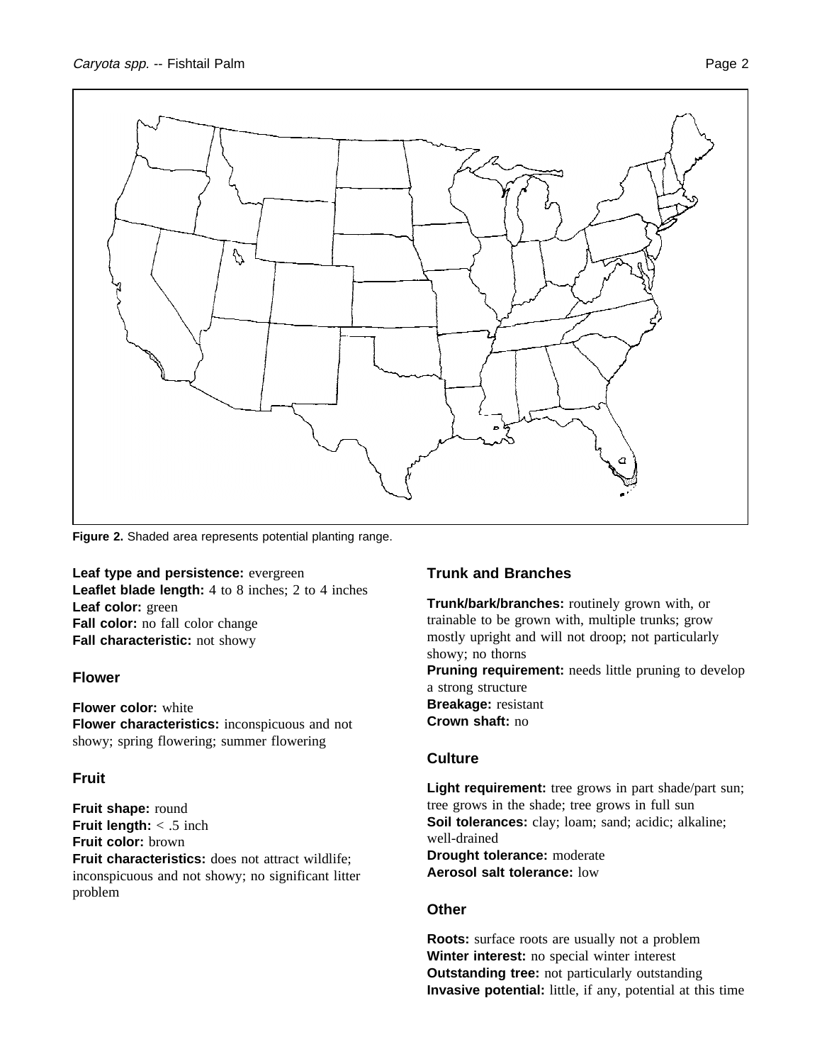**Figure 2.** Shaded area represents potential planting range.

**Leaf type and persistence:** evergreen
**Leaflet blade length:** 4 to 8 inches; 2 to 4 inches
**Leaf color:** green
**Fall color:** no fall color change
**Fall characteristic:** not showy

## Flower

**Flower color:** white
**Flower characteristics:** inconspicuous and not showy; spring flowering; summer flowering

## Fruit

**Fruit shape:** round
**Fruit length:** < .5 inch
**Fruit color:** brown
**Fruit characteristics:** does not attract wildlife; inconspicuous and not showy; no significant litter problem

## Trunk and Branches

**Trunk/bark/branches:** routinely grown with, or trainable to be grown with, multiple trunks; grow mostly upright and will not droop; not particularly showy; no thorns
**Pruning requirement:** needs little pruning to develop a strong structure
**Breakage:** resistant
**Crown shaft:** no

## Culture

**Light requirement:** tree grows in part shade/part sun; tree grows in the shade; tree grows in full sun
**Soil tolerances:** clay; loam; sand; acidic; alkaline; well-drained
**Drought tolerance:** moderate
**Aerosol salt tolerance:** low

## Other

**Roots:** surface roots are usually not a problem
**Winter interest:** no special winter interest
**Outstanding tree:** not particularly outstanding
**Invasive potential:** little, if any, potential at this time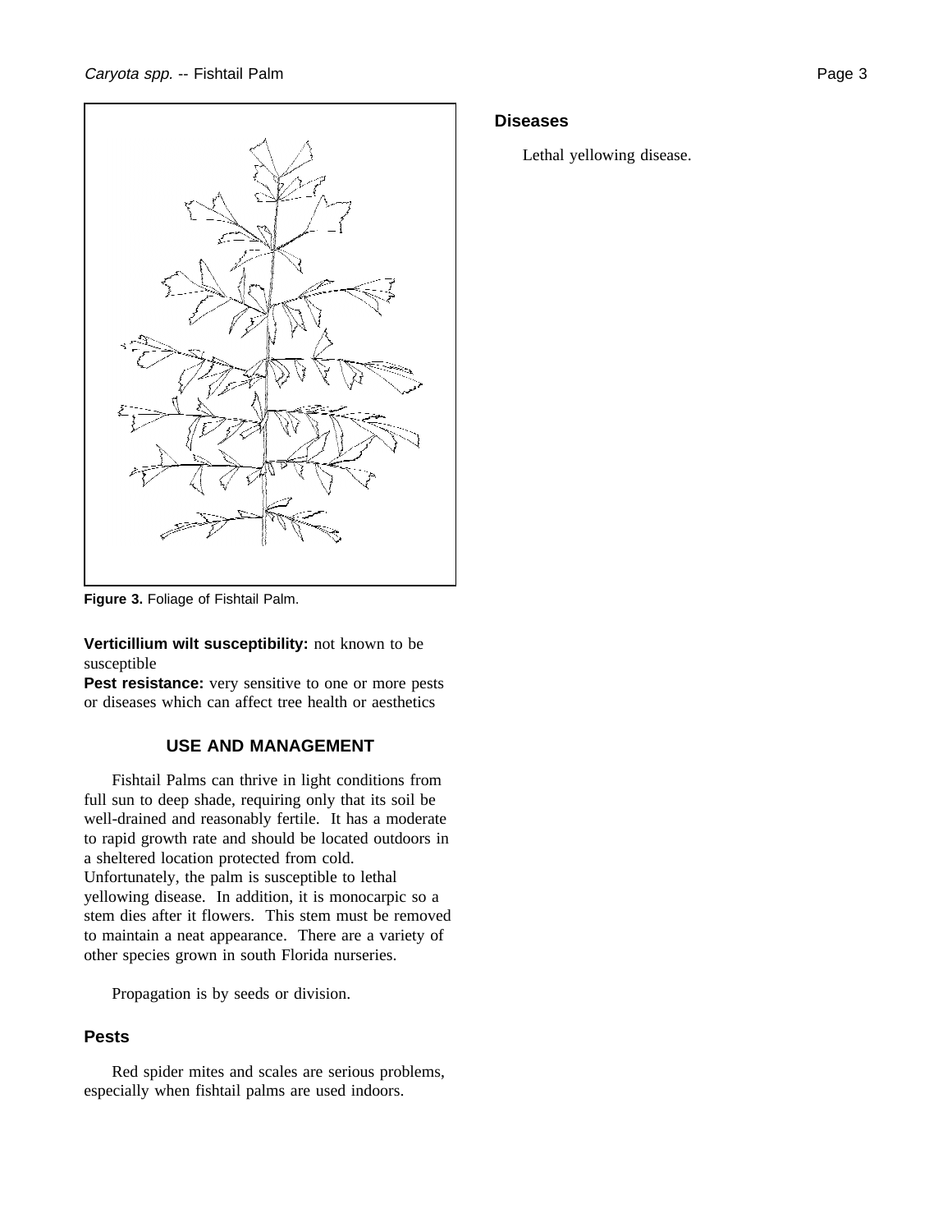Figure 3. Foliage of Fishtail Palm.

**Verticillium wilt susceptibility:** not known to be susceptible

**Pest resistance:** very sensitive to one or more pests or diseases which can affect tree health or aesthetics

## USE AND MANAGEMENT

Fishtail Palms can thrive in light conditions from full sun to deep shade, requiring only that its soil be well-drained and reasonably fertile. It has a moderate to rapid growth rate and should be located outdoors in a sheltered location protected from cold. Unfortunately, the palm is susceptible to lethal yellowing disease. In addition, it is monocarpic so a stem dies after it flowers. This stem must be removed to maintain a neat appearance. There are a variety of other species grown in south Florida nurseries.

Propagation is by seeds or division.

### Pests

Red spider mites and scales are serious problems, especially when fishtail palms are used indoors.

### Diseases

Lethal yellowing disease.